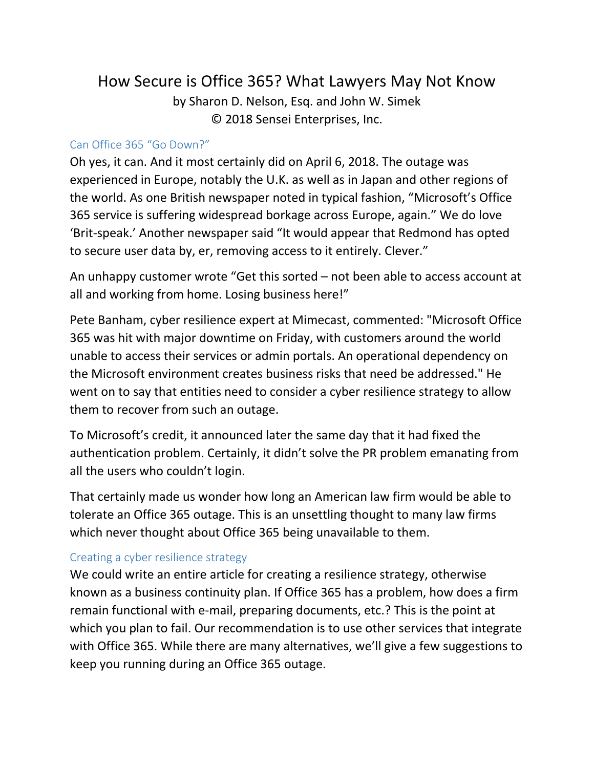# How Secure is Office 365? What Lawyers May Not Know

by Sharon D. Nelson, Esq. and John W. Simek

© 2018 Sensei Enterprises, Inc.

## Can Office 365 "Go Down?"

Oh yes, it can. And it most certainly did on April 6, 2018. The outage was experienced in Europe, notably the U.K. as well as in Japan and other regions of the world. As one British newspaper noted in typical fashion, "Microsoft's Office 365 service is suffering widespread borkage across Europe, again." We do love 'Brit-speak.' Another newspaper said "It would appear that Redmond has opted to secure user data by, er, removing access to it entirely. Clever."

An unhappy customer wrote "Get this sorted – not been able to access account at all and working from home. Losing business here!"

Pete Banham, cyber resilience expert at Mimecast, commented: "Microsoft Office 365 was hit with major downtime on Friday, with customers around the world unable to access their services or admin portals. An operational dependency on the Microsoft environment creates business risks that need be addressed." He went on to say that entities need to consider a cyber resilience strategy to allow them to recover from such an outage.

To Microsoft's credit, it announced later the same day that it had fixed the authentication problem. Certainly, it didn't solve the PR problem emanating from all the users who couldn't login.

That certainly made us wonder how long an American law firm would be able to tolerate an Office 365 outage. This is an unsettling thought to many law firms which never thought about Office 365 being unavailable to them.

## Creating a cyber resilience strategy

We could write an entire article for creating a resilience strategy, otherwise known as a business continuity plan. If Office 365 has a problem, how does a firm remain functional with e-mail, preparing documents, etc.? This is the point at which you plan to fail. Our recommendation is to use other services that integrate with Office 365. While there are many alternatives, we'll give a few suggestions to keep you running during an Office 365 outage.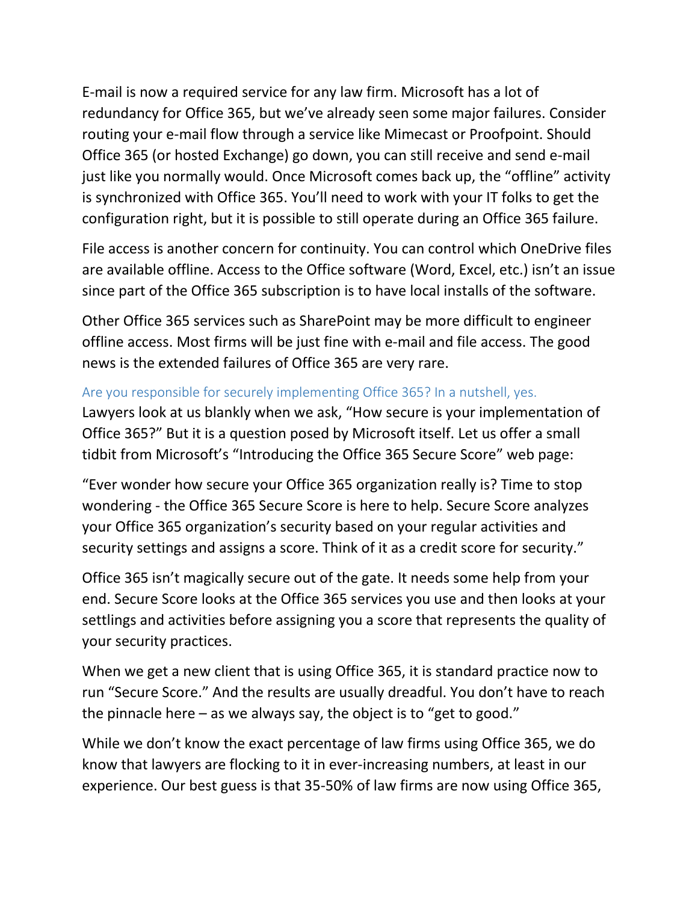E-mail is now a required service for any law firm. Microsoft has a lot of redundancy for Office 365, but we've already seen some major failures. Consider routing your e-mail flow through a service like Mimecast or Proofpoint. Should Office 365 (or hosted Exchange) go down, you can still receive and send e-mail just like you normally would. Once Microsoft comes back up, the "offline" activity is synchronized with Office 365. You'll need to work with your IT folks to get the configuration right, but it is possible to still operate during an Office 365 failure.

File access is another concern for continuity. You can control which OneDrive files are available offline. Access to the Office software (Word, Excel, etc.) isn't an issue since part of the Office 365 subscription is to have local installs of the software.

Other Office 365 services such as SharePoint may be more difficult to engineer offline access. Most firms will be just fine with e-mail and file access. The good news is the extended failures of Office 365 are very rare.

## Are you responsible for securely implementing Office 365? In a nutshell, yes.

Lawyers look at us blankly when we ask, "How secure is your implementation of Office 365?" But it is a question posed by Microsoft itself. Let us offer a small tidbit from Microsoft's "Introducing the Office 365 Secure Score" web page:

"Ever wonder how secure your Office 365 organization really is? Time to stop wondering - the Office 365 Secure Score is here to help. Secure Score analyzes your Office 365 organization's security based on your regular activities and security settings and assigns a score. Think of it as a credit score for security."

Office 365 isn't magically secure out of the gate. It needs some help from your end. Secure Score looks at the Office 365 services you use and then looks at your settlings and activities before assigning you a score that represents the quality of your security practices.

When we get a new client that is using Office 365, it is standard practice now to run "Secure Score." And the results are usually dreadful. You don't have to reach the pinnacle here – as we always say, the object is to "get to good."

While we don't know the exact percentage of law firms using Office 365, we do know that lawyers are flocking to it in ever-increasing numbers, at least in our experience. Our best guess is that 35-50% of law firms are now using Office 365,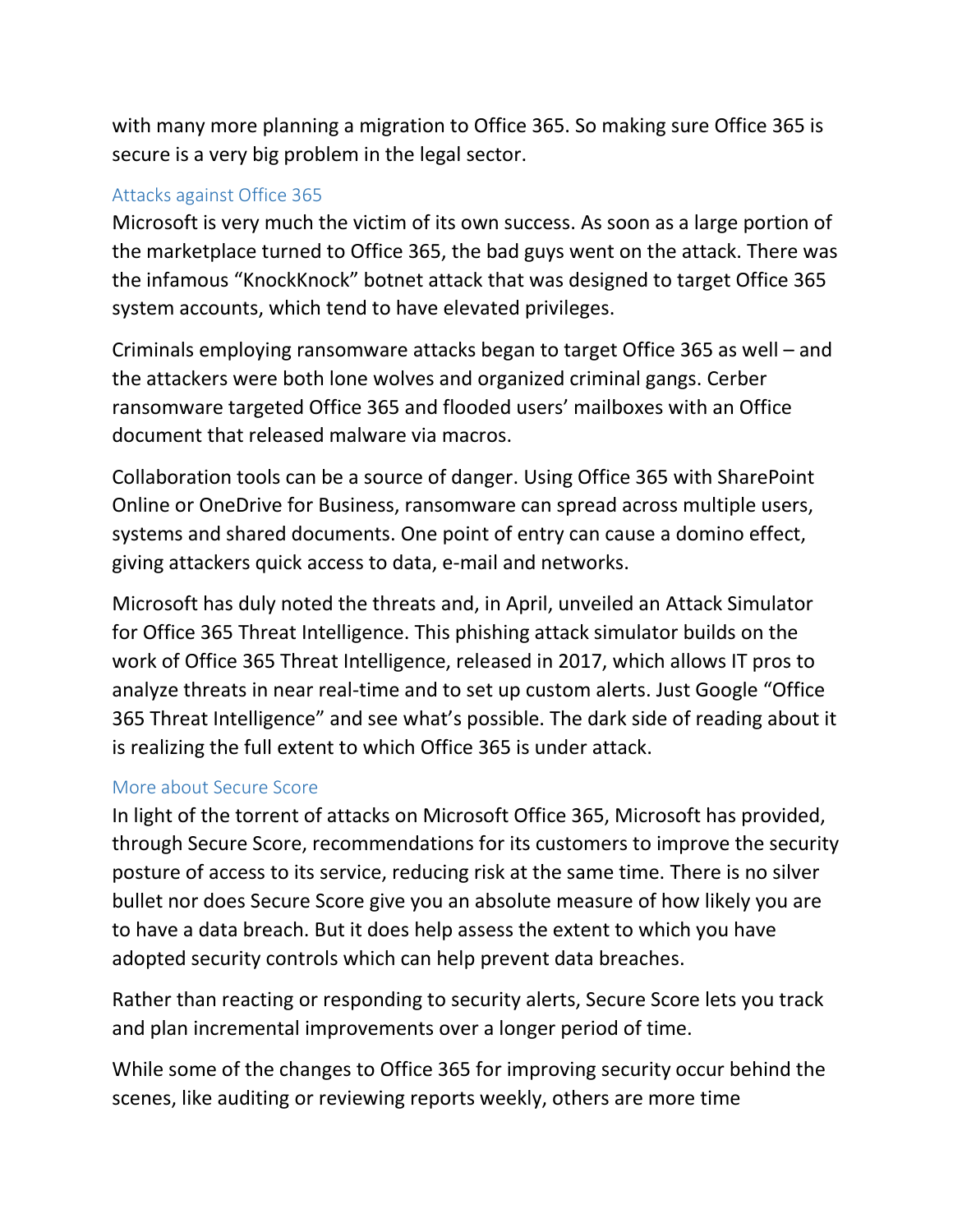with many more planning a migration to Office 365. So making sure Office 365 is secure is a very big problem in the legal sector.

## Attacks against Office 365

Microsoft is very much the victim of its own success. As soon as a large portion of the marketplace turned to Office 365, the bad guys went on the attack. There was the infamous "KnockKnock" botnet attack that was designed to target Office 365 system accounts, which tend to have elevated privileges.

Criminals employing ransomware attacks began to target Office 365 as well – and the attackers were both lone wolves and organized criminal gangs. Cerber ransomware targeted Office 365 and flooded users' mailboxes with an Office document that released malware via macros.

Collaboration tools can be a source of danger. Using Office 365 with SharePoint Online or OneDrive for Business, ransomware can spread across multiple users, systems and shared documents. One point of entry can cause a domino effect, giving attackers quick access to data, e-mail and networks.

Microsoft has duly noted the threats and, in April, unveiled an Attack Simulator for Office 365 Threat Intelligence. This phishing attack simulator builds on the work of Office 365 Threat Intelligence, released in 2017, which allows IT pros to analyze threats in near real-time and to set up custom alerts. Just Google "Office 365 Threat Intelligence" and see what's possible. The dark side of reading about it is realizing the full extent to which Office 365 is under attack.

## More about Secure Score

In light of the torrent of attacks on Microsoft Office 365, Microsoft has provided, through Secure Score, recommendations for its customers to improve the security posture of access to its service, reducing risk at the same time. There is no silver bullet nor does Secure Score give you an absolute measure of how likely you are to have a data breach. But it does help assess the extent to which you have adopted security controls which can help prevent data breaches.

Rather than reacting or responding to security alerts, Secure Score lets you track and plan incremental improvements over a longer period of time.

While some of the changes to Office 365 for improving security occur behind the scenes, like auditing or reviewing reports weekly, others are more time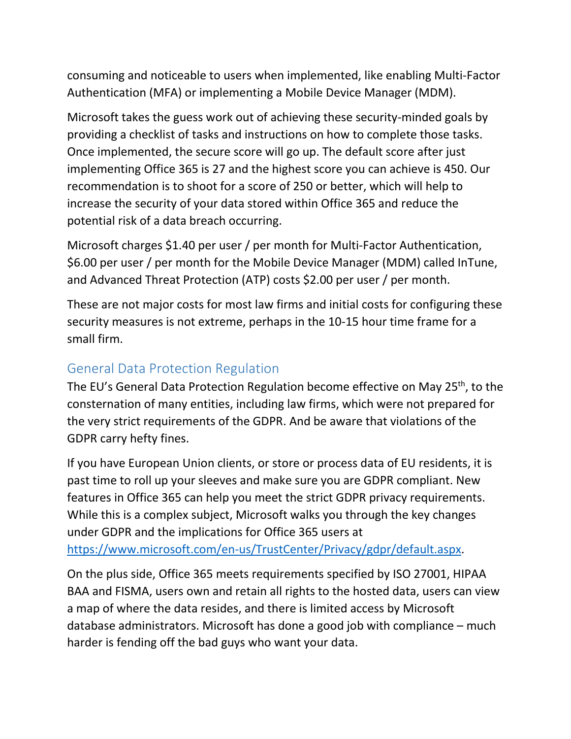consuming and noticeable to users when implemented, like enabling Multi-Factor Authentication (MFA) or implementing a Mobile Device Manager (MDM).

Microsoft takes the guess work out of achieving these security-minded goals by providing a checklist of tasks and instructions on how to complete those tasks. Once implemented, the secure score will go up. The default score after just implementing Office 365 is 27 and the highest score you can achieve is 450. Our recommendation is to shoot for a score of 250 or better, which will help to increase the security of your data stored within Office 365 and reduce the potential risk of a data breach occurring.

Microsoft charges $1.40 per user / per month for Multi-Factor Authentication, $6.00 per user / per month for the Mobile Device Manager (MDM) called InTune, and Advanced Threat Protection (ATP) costs $2.00 per user / per month.

These are not major costs for most law firms and initial costs for configuring these security measures is not extreme, perhaps in the 10-15 hour time frame for a small firm.

## General Data Protection Regulation

The EU's General Data Protection Regulation become effective on May 25th, to the consternation of many entities, including law firms, which were not prepared for the very strict requirements of the GDPR. And be aware that violations of the GDPR carry hefty fines.

If you have European Union clients, or store or process data of EU residents, it is past time to roll up your sleeves and make sure you are GDPR compliant. New features in Office 365 can help you meet the strict GDPR privacy requirements. While this is a complex subject, Microsoft walks you through the key changes under GDPR and the implications for Office 365 users at https://www.microsoft.com/en-us/TrustCenter/Privacy/gdpr/default.aspx.

On the plus side, Office 365 meets requirements specified by ISO 27001, HIPAA BAA and FISMA, users own and retain all rights to the hosted data, users can view a map of where the data resides, and there is limited access by Microsoft database administrators. Microsoft has done a good job with compliance – much harder is fending off the bad guys who want your data.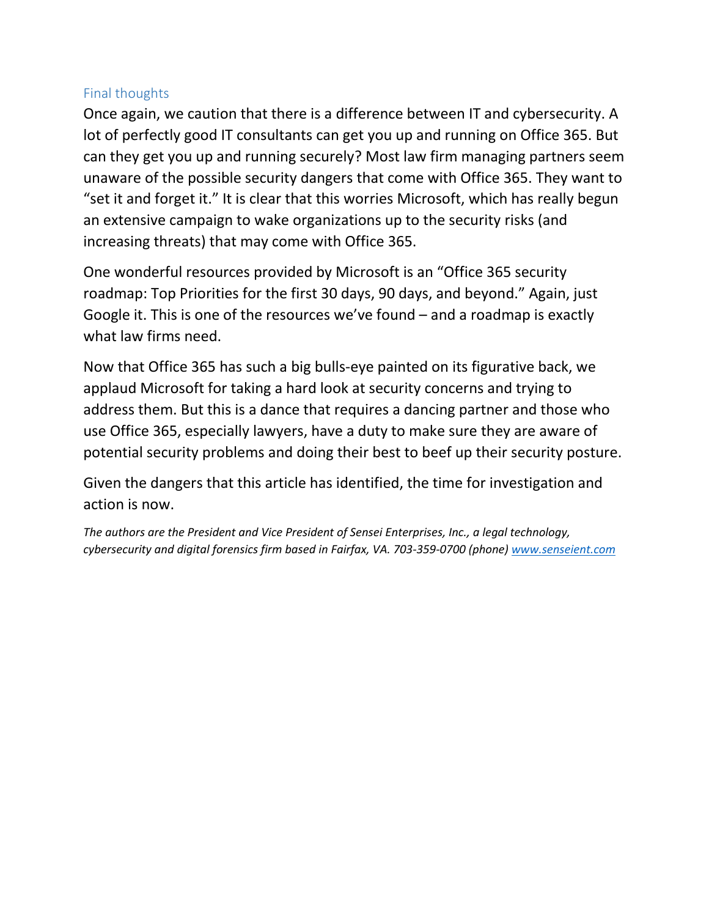## Final thoughts

Once again, we caution that there is a difference between IT and cybersecurity. A lot of perfectly good IT consultants can get you up and running on Office 365. But can they get you up and running securely? Most law firm managing partners seem unaware of the possible security dangers that come with Office 365. They want to "set it and forget it." It is clear that this worries Microsoft, which has really begun an extensive campaign to wake organizations up to the security risks (and increasing threats) that may come with Office 365.

One wonderful resources provided by Microsoft is an "Office 365 security roadmap: Top Priorities for the first 30 days, 90 days, and beyond." Again, just Google it. This is one of the resources we've found – and a roadmap is exactly what law firms need.

Now that Office 365 has such a big bulls-eye painted on its figurative back, we applaud Microsoft for taking a hard look at security concerns and trying to address them. But this is a dance that requires a dancing partner and those who use Office 365, especially lawyers, have a duty to make sure they are aware of potential security problems and doing their best to beef up their security posture.

Given the dangers that this article has identified, the time for investigation and action is now.

*The authors are the President and Vice President of Sensei Enterprises, Inc., a legal technology, cybersecurity and digital forensics firm based in Fairfax, VA. 703-359-0700 (phone)* [www.senseient.com](http://www.senseient.com)